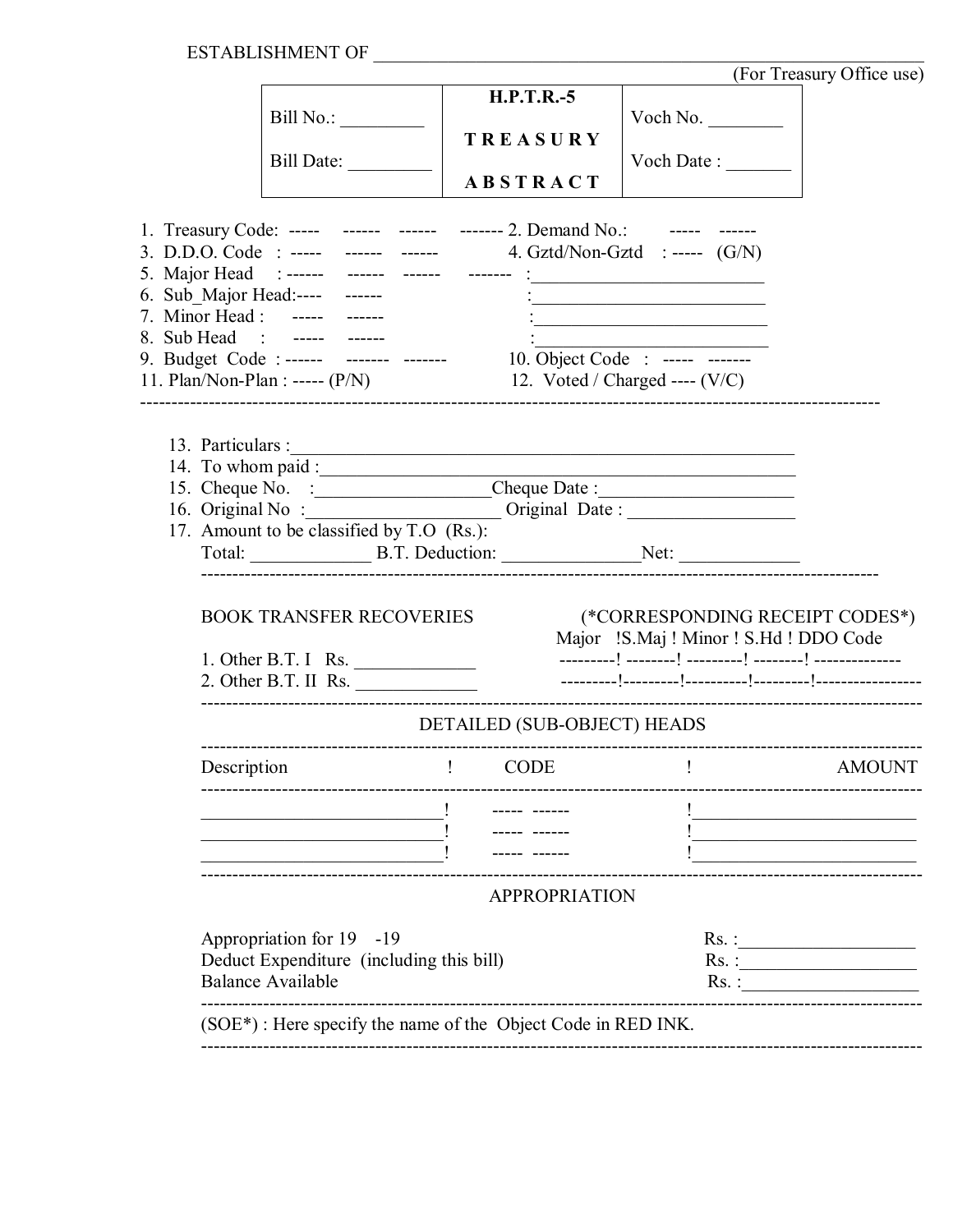ESTABLISHMENT OF ____________________________________________

(For Treasury Office use)

| Bill No.: _________<br>Bill Date: _________ | **H.P.T.R.-5**<br>**T R E A S U R Y**<br>**A B S T R A C T** | Voch No. ________<br>Voch Date : _______ |
|---|---|---|

1. Treasury Code: ----- ------ ------ ------- 2. Demand No.: ----- ------
3. D.D.O. Code : ----- ------ ------ 4. Gztd/Non-Gztd : ----- (G/N)
5. Major Head : ------ ------ ------ ------- :__________________________
6. Sub_Major Head:---- ------ :__________________________
7. Minor Head : ----- ------ :__________________________
8. Sub Head : ----- ------ :__________________________
9. Budget Code : ------ ------- ------- 10. Object Code : ----- -------
11. Plan/Non-Plan : ----- (P/N) 12. Voted / Charged ---- (V/C)

---

13. Particulars :_______________________________________________________
14. To whom paid :_____________________________________________________
15. Cheque No. :___________________Cheque Date :_____________________
16. Original No :_____________________ Original Date : __________________
17. Amount to be classified by T.O (Rs.):
    Total: _____________ B.T. Deduction: _______________Net: _____________

---

BOOK TRANSFER RECOVERIES (*CORRESPONDING RECEIPT CODES*)

| | Major | S.Maj | Minor | S.Hd | DDO Code |
|---|---|---|---|---|---|
| 1. Other B.T. I Rs. _____________ | --------- | -------- | --------- | -------- | -------------- |
| 2. Other B.T. II Rs. _____________ | --------- | --------- | ---------- | --------- | ----------------- |

---

DETAILED (SUB-OBJECT) HEADS

| Description | CODE | AMOUNT |
|---|---|---|
| __________________________ | ----- ------ | _________________________ |
| __________________________ | ----- ------ | _________________________ |
| __________________________ | ----- ------ | _________________________ |

---

APPROPRIATION

| | |
|---|---|
| Appropriation for 19 -19 | Rs. :___________________ |
| Deduct Expenditure (including this bill) | Rs. :___________________ |
| Balance Available | Rs. :___________________ |

---

(SOE*) : Here specify the name of the Object Code in RED INK.

---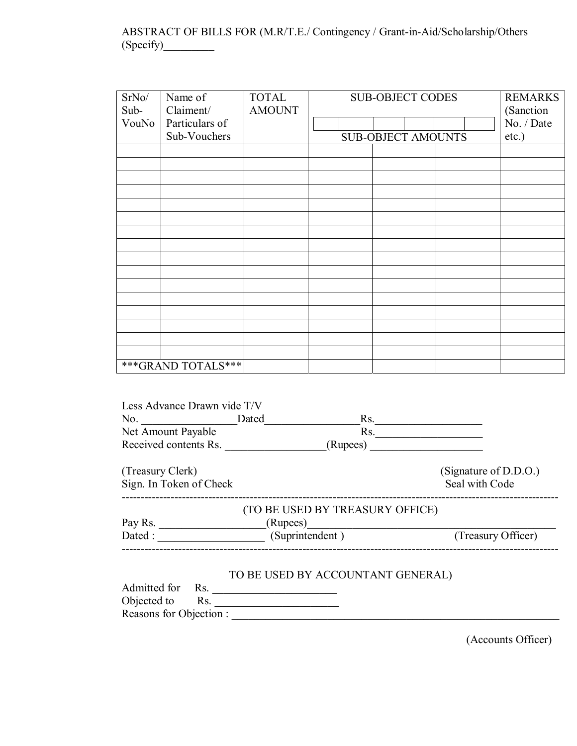ABSTRACT OF BILLS FOR (M.R/T.E./ Contingency / Grant-in-Aid/Scholarship/Others (Specify)_________

| SrNo/ Sub-VouNo | Name of Claiment/ Particulars of Sub-Vouchers | TOTAL AMOUNT | SUB-OBJECT CODES / SUB-OBJECT AMOUNTS | | | REMARKS (Sanction No. / Date etc.) |
|---|---|---|---|---|---|---|
| | | | | | | |
| | | | | | | |
| | | | | | | |
| | | | | | | |
| | | | | | | |
| | | | | | | |
| | | | | | | |
| | | | | | | |
| | | | | | | |
| | | | | | | |
| | | | | | | |
| | | | | | | |
| | | | | | | |
| | | | | | | |
| | | | | | | |
| | | | | | | |
| ***GRAND TOTALS*** | | | | | | |

Less Advance Drawn vide T/V
No. _________________Dated_________________Rs.___________________
Net Amount Payable Rs.___________________
Received contents Rs. _________________(Rupees) ____________________

(Treasury Clerk) (Signature of D.D.O.)
Sign. In Token of Check Seal with Code

---

(TO BE USED BY TREASURY OFFICE)

Pay Rs. __________________(Rupees)_____________________________________________
Dated : ___________________ (Suprintendent ) (Treasury Officer)

---

TO BE USED BY ACCOUNTANT GENERAL)

Admitted for Rs. ______________________
Objected to Rs. ______________________
Reasons for Objection : ____________________________________________________________

(Accounts Officer)